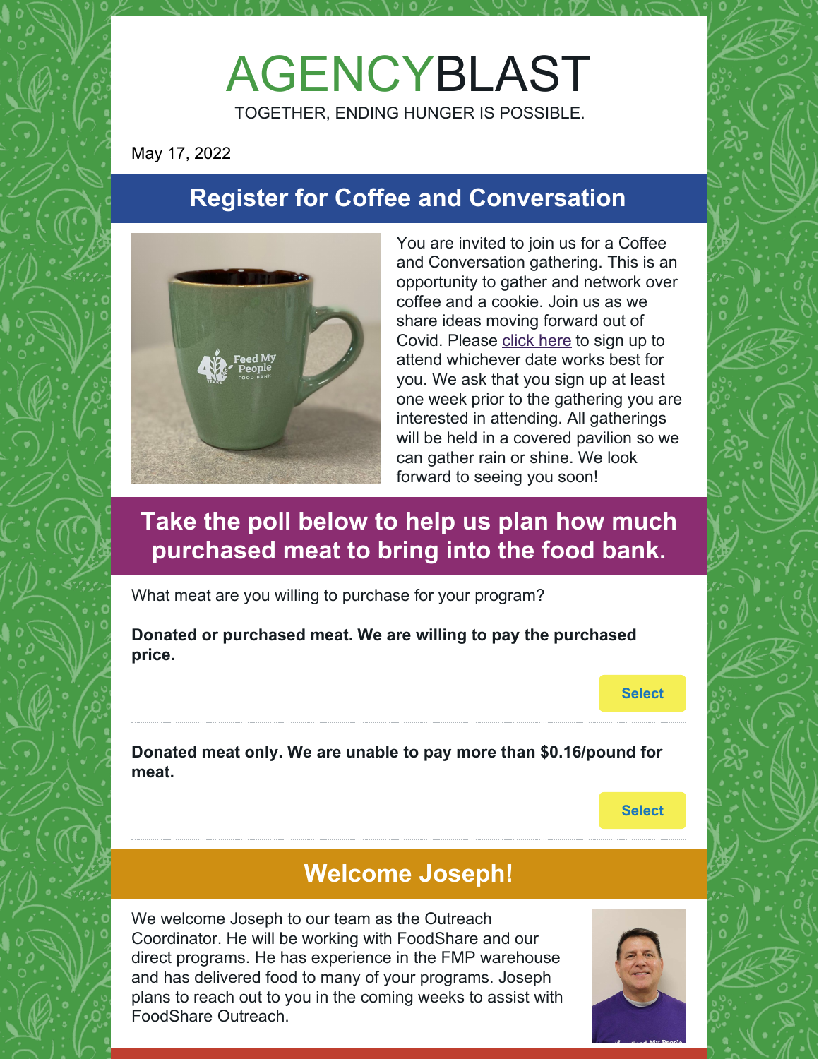# AGENCYBLAST

TOGETHER, ENDING HUNGER IS POSSIBLE.

May 17, 2022

## Register for Coffee and Conversation

You are invited to join us for a Coffee and Conversation gathering. This is an opportunity to gather and network over coffee and a cookie. Join us as we share ideas moving forward out of Covid. Please click here to sign up to attend whichever date works best for you. We ask that you sign up at least one week prior to the gathering you are interested in attending. All gatherings will be held in a covered pavilion so we can gather rain or shine. We look forward to seeing you soon!

## Take the poll below to help us plan how much purchased meat to bring into the food bank.

What meat are you willing to purchase for your program?

**Donated or purchased meat. We are willing to pay the purchased price.**

Select

**Donated meat only. We are unable to pay more than $0.16/pound for meat.**

Select

## Welcome Joseph!

We welcome Joseph to our team as the Outreach Coordinator. He will be working with FoodShare and our direct programs. He has experience in the FMP warehouse and has delivered food to many of your programs. Joseph plans to reach out to you in the coming weeks to assist with FoodShare Outreach.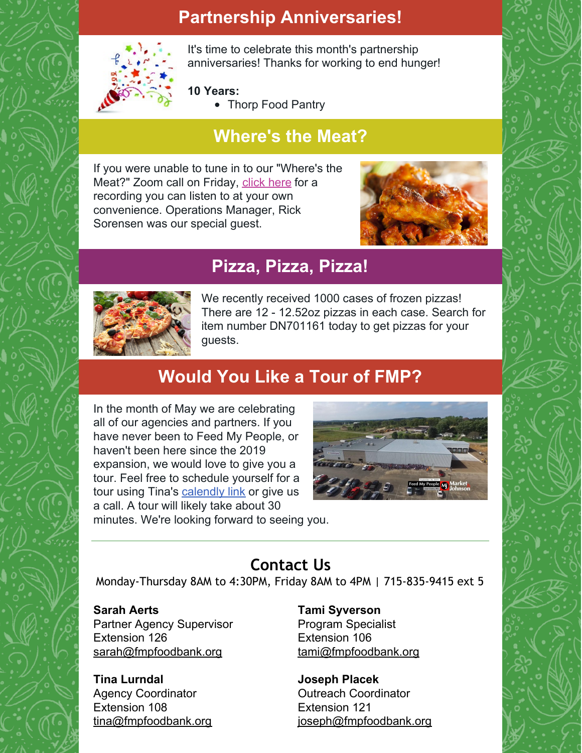## Partnership Anniversaries!

It's time to celebrate this month's partnership anniversaries! Thanks for working to end hunger!

**10 Years:**

- Thorp Food Pantry

## Where's the Meat?

If you were unable to tune in to our "Where's the Meat?" Zoom call on Friday, click here for a recording you can listen to at your own convenience. Operations Manager, Rick Sorensen was our special guest.

## Pizza, Pizza, Pizza!

We recently received 1000 cases of frozen pizzas! There are 12 - 12.52oz pizzas in each case. Search for item number DN701161 today to get pizzas for your guests.

## Would You Like a Tour of FMP?

In the month of May we are celebrating all of our agencies and partners. If you have never been to Feed My People, or haven't been here since the 2019 expansion, we would love to give you a tour. Feel free to schedule yourself for a tour using Tina's calendly link or give us a call. A tour will likely take about 30 minutes. We're looking forward to seeing you.

---

## Contact Us

Monday-Thursday 8AM to 4:30PM, Friday 8AM to 4PM | 715-835-9415 ext 5

**Sarah Aerts**
Partner Agency Supervisor
Extension 126
sarah@fmpfoodbank.org

**Tina Lurndal**
Agency Coordinator
Extension 108
tina@fmpfoodbank.org

**Tami Syverson**
Program Specialist
Extension 106
tami@fmpfoodbank.org

**Joseph Placek**
Outreach Coordinator
Extension 121
joseph@fmpfoodbank.org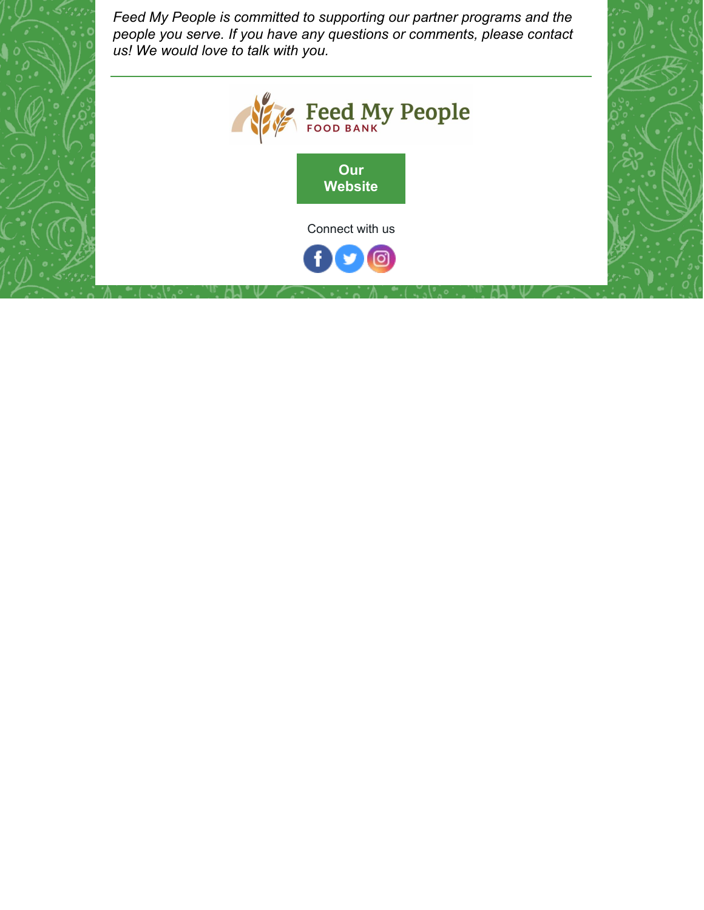*Feed My People is committed to supporting our partner programs and the people you serve. If you have any questions or comments, please contact us! We would love to talk with you.*

---

Feed My People
FOOD BANK

**Our Website**

Connect with us